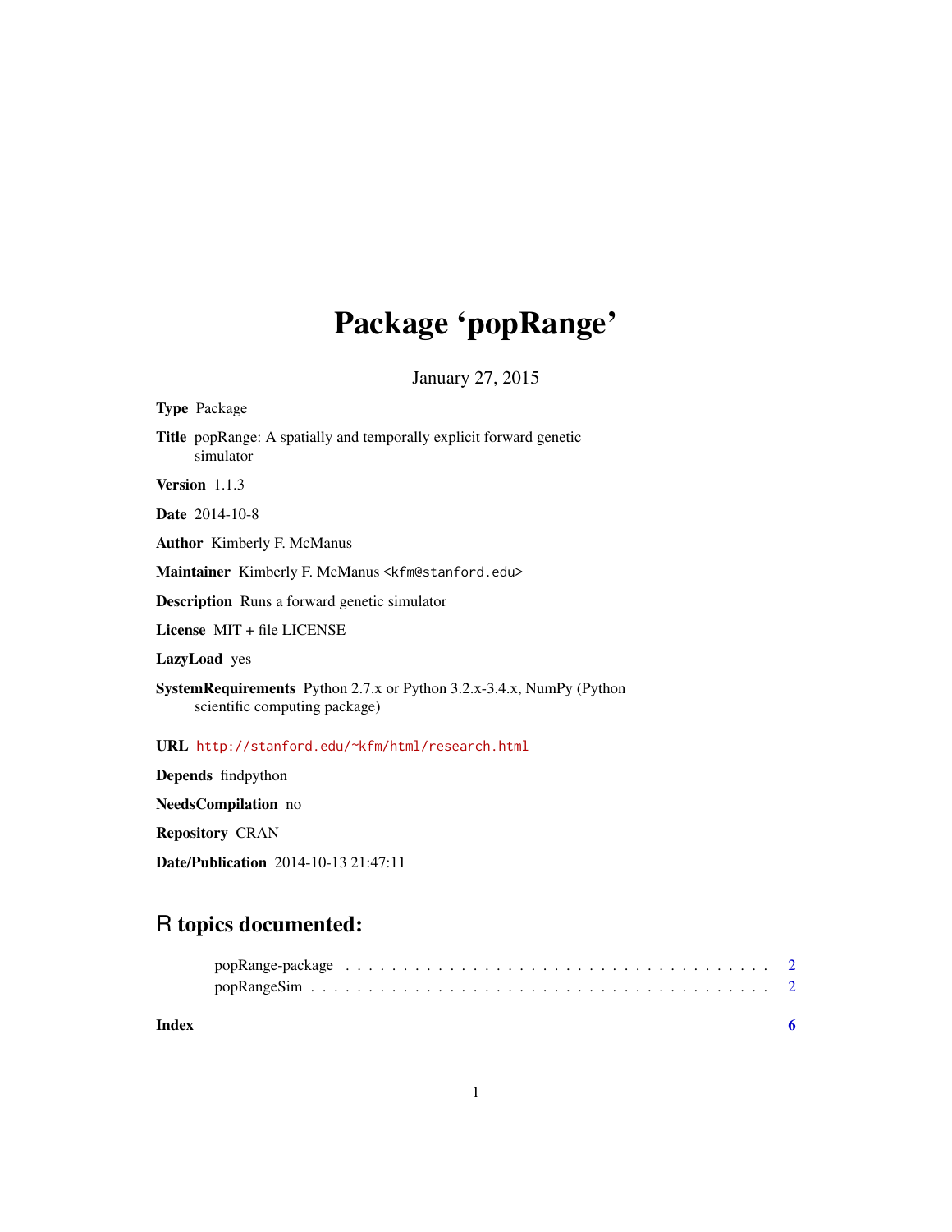# Package 'popRange'

January 27, 2015

**Type** Package

**Title** popRange: A spatially and temporally explicit forward genetic simulator

**Version** 1.1.3

**Date** 2014-10-8

**Author** Kimberly F. McManus

**Maintainer** Kimberly F. McManus <kfm@stanford.edu>

**Description** Runs a forward genetic simulator

**License** MIT + file LICENSE

**LazyLoad** yes

**SystemRequirements** Python 2.7.x or Python 3.2.x-3.4.x, NumPy (Python scientific computing package)

**URL** http://stanford.edu/~kfm/html/research.html

**Depends** findpython

**NeedsCompilation** no

**Repository** CRAN

**Date/Publication** 2014-10-13 21:47:11

## R topics documented:

popRange-package . . . . . . . . . . . . . . . . . . . . . . . . . . . . . . . . . . . . . 2
popRangeSim . . . . . . . . . . . . . . . . . . . . . . . . . . . . . . . . . . . . . . . 2

**Index** **6**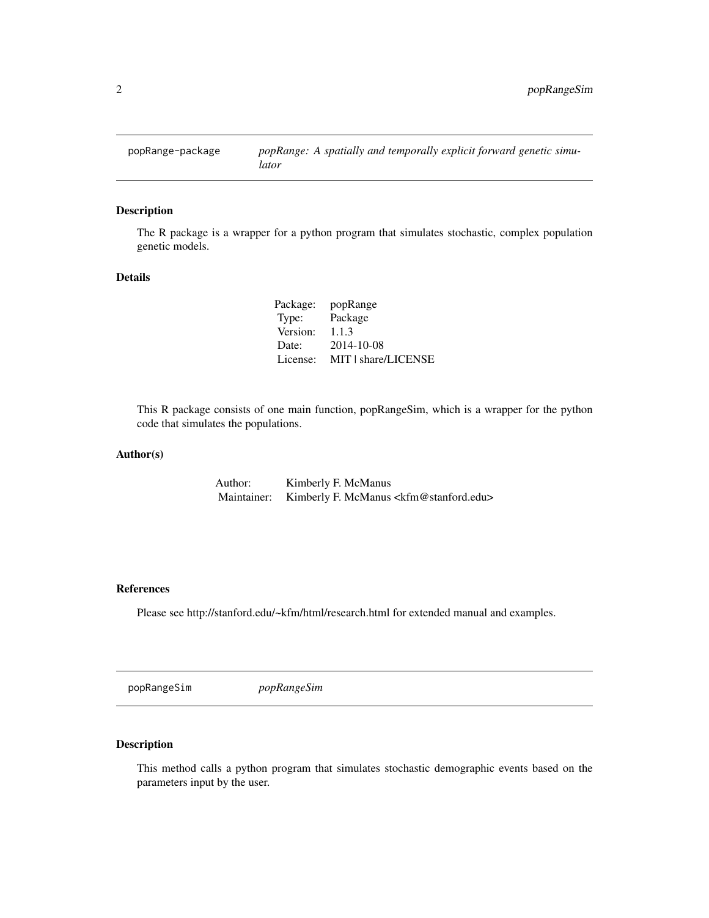# popRange-package — *popRange: A spatially and temporally explicit forward genetic simulator*

## Description

The R package is a wrapper for a python program that simulates stochastic, complex population genetic models.

## Details

| | |
|---|---|
| Package: | popRange |
| Type: | Package |
| Version: | 1.1.3 |
| Date: | 2014-10-08 |
| License: | MIT \| share/LICENSE |

This R package consists of one main function, popRangeSim, which is a wrapper for the python code that simulates the populations.

## Author(s)

| | |
|---|---|
| Author: | Kimberly F. McManus |
| Maintainer: | Kimberly F. McManus <kfm@stanford.edu> |

## References

Please see http://stanford.edu/~kfm/html/research.html for extended manual and examples.

# popRangeSim — *popRangeSim*

## Description

This method calls a python program that simulates stochastic demographic events based on the parameters input by the user.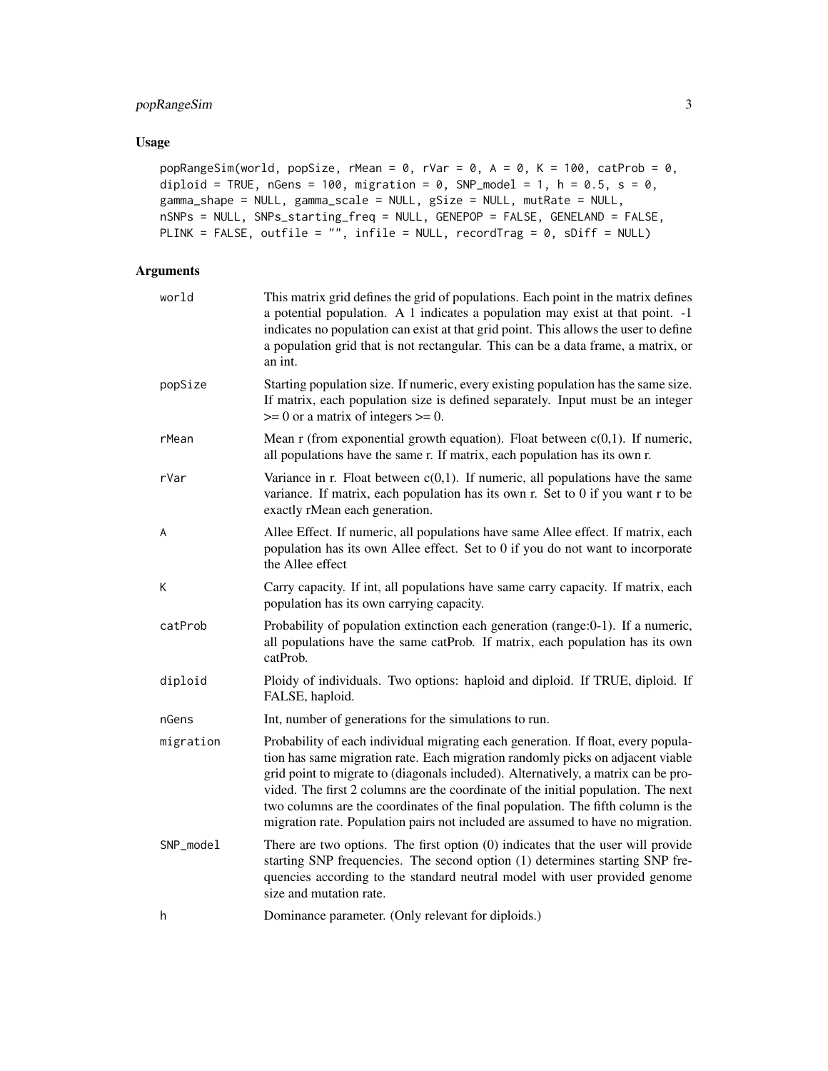## Usage

```
popRangeSim(world, popSize, rMean = 0, rVar = 0, A = 0, K = 100, catProb = 0,
diploid = TRUE, nGens = 100, migration = 0, SNP_model = 1, h = 0.5, s = 0,
gamma_shape = NULL, gamma_scale = NULL, gSize = NULL, mutRate = NULL,
nSNPs = NULL, SNPs_starting_freq = NULL, GENEPOP = FALSE, GENELAND = FALSE,
PLINK = FALSE, outfile = "", infile = NULL, recordTrag = 0, sDiff = NULL)
```

## Arguments

| Argument | Description |
|---|---|
| world | This matrix grid defines the grid of populations. Each point in the matrix defines a potential population. A 1 indicates a population may exist at that point. -1 indicates no population can exist at that grid point. This allows the user to define a population grid that is not rectangular. This can be a data frame, a matrix, or an int. |
| popSize | Starting population size. If numeric, every existing population has the same size. If matrix, each population size is defined separately. Input must be an integer >= 0 or a matrix of integers >= 0. |
| rMean | Mean r (from exponential growth equation). Float between c(0,1). If numeric, all populations have the same r. If matrix, each population has its own r. |
| rVar | Variance in r. Float between c(0,1). If numeric, all populations have the same variance. If matrix, each population has its own r. Set to 0 if you want r to be exactly rMean each generation. |
| A | Allee Effect. If numeric, all populations have same Allee effect. If matrix, each population has its own Allee effect. Set to 0 if you do not want to incorporate the Allee effect |
| K | Carry capacity. If int, all populations have same carry capacity. If matrix, each population has its own carrying capacity. |
| catProb | Probability of population extinction each generation (range:0-1). If a numeric, all populations have the same catProb. If matrix, each population has its own catProb. |
| diploid | Ploidy of individuals. Two options: haploid and diploid. If TRUE, diploid. If FALSE, haploid. |
| nGens | Int, number of generations for the simulations to run. |
| migration | Probability of each individual migrating each generation. If float, every population has same migration rate. Each migration randomly picks on adjacent viable grid point to migrate to (diagonals included). Alternatively, a matrix can be provided. The first 2 columns are the coordinate of the initial population. The next two columns are the coordinates of the final population. The fifth column is the migration rate. Population pairs not included are assumed to have no migration. |
| SNP_model | There are two options. The first option (0) indicates that the user will provide starting SNP frequencies. The second option (1) determines starting SNP frequencies according to the standard neutral model with user provided genome size and mutation rate. |
| h | Dominance parameter. (Only relevant for diploids.) |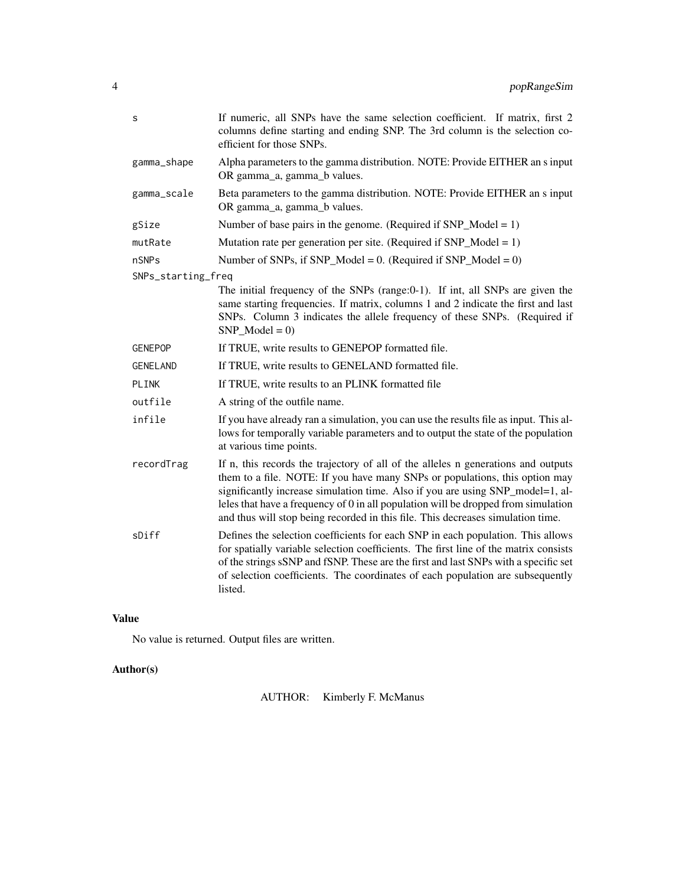| | |
|---|---|
| `s` | If numeric, all SNPs have the same selection coefficient. If matrix, first 2 columns define starting and ending SNP. The 3rd column is the selection coefficient for those SNPs. |
| `gamma_shape` | Alpha parameters to the gamma distribution. NOTE: Provide EITHER an s input OR gamma_a, gamma_b values. |
| `gamma_scale` | Beta parameters to the gamma distribution. NOTE: Provide EITHER an s input OR gamma_a, gamma_b values. |
| `gSize` | Number of base pairs in the genome. (Required if SNP_Model = 1) |
| `mutRate` | Mutation rate per generation per site. (Required if SNP_Model = 1) |
| `nSNPs` | Number of SNPs, if SNP_Model = 0. (Required if SNP_Model = 0) |
| `SNPs_starting_freq` | The initial frequency of the SNPs (range:0-1). If int, all SNPs are given the same starting frequencies. If matrix, columns 1 and 2 indicate the first and last SNPs. Column 3 indicates the allele frequency of these SNPs. (Required if SNP_Model = 0) |
| `GENEPOP` | If TRUE, write results to GENEPOP formatted file. |
| `GENELAND` | If TRUE, write results to GENELAND formatted file. |
| `PLINK` | If TRUE, write results to an PLINK formatted file |
| `outfile` | A string of the outfile name. |
| `infile` | If you have already ran a simulation, you can use the results file as input. This allows for temporally variable parameters and to output the state of the population at various time points. |
| `recordTrag` | If n, this records the trajectory of all of the alleles n generations and outputs them to a file. NOTE: If you have many SNPs or populations, this option may significantly increase simulation time. Also if you are using SNP_model=1, alleles that have a frequency of 0 in all population will be dropped from simulation and thus will stop being recorded in this file. This decreases simulation time. |
| `sDiff` | Defines the selection coefficients for each SNP in each population. This allows for spatially variable selection coefficients. The first line of the matrix consists of the strings sSNP and fSNP. These are the first and last SNPs with a specific set of selection coefficients. The coordinates of each population are subsequently listed. |

## Value

No value is returned. Output files are written.

## Author(s)

AUTHOR: Kimberly F. McManus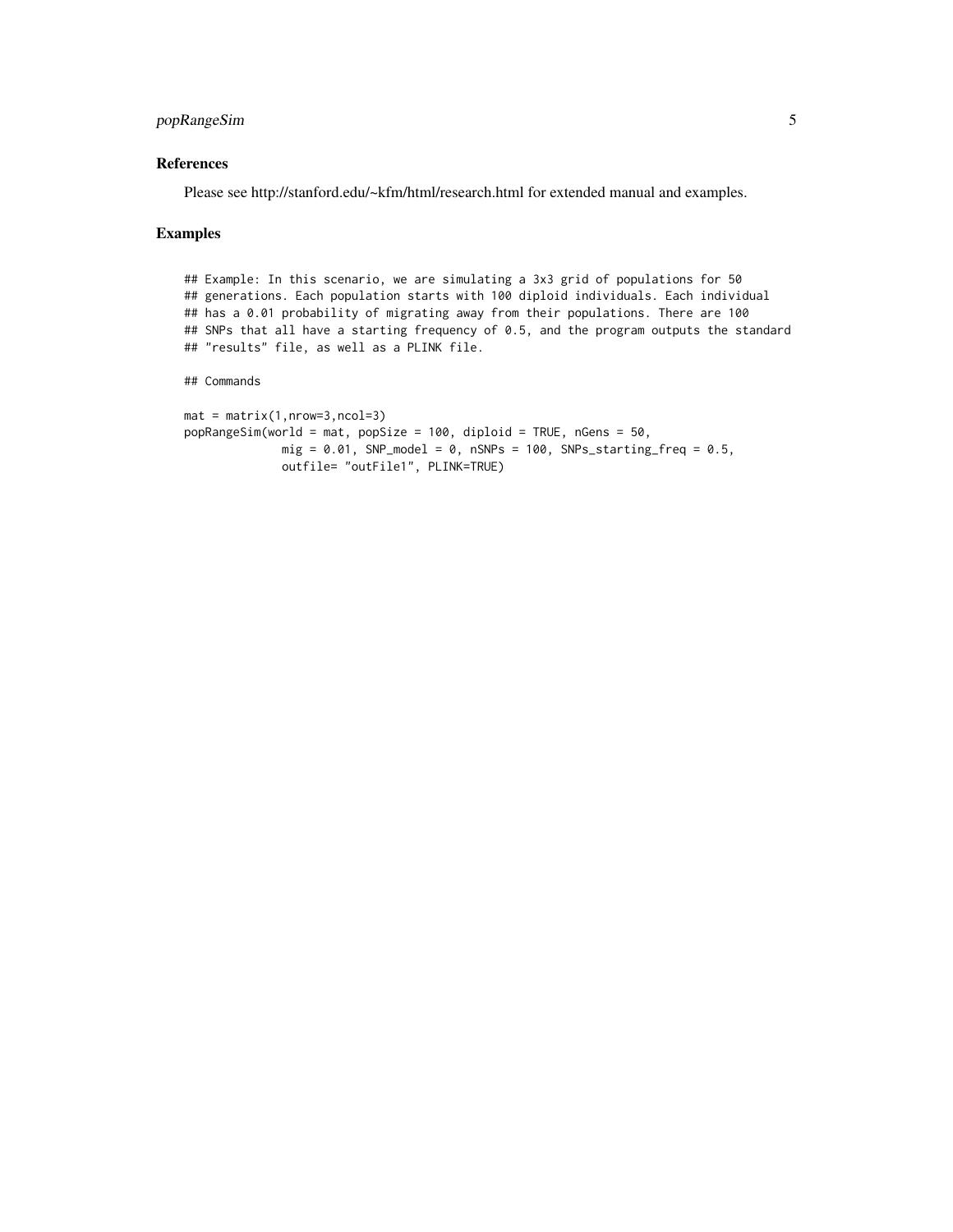### References

Please see http://stanford.edu/~kfm/html/research.html for extended manual and examples.

### Examples

```
## Example: In this scenario, we are simulating a 3x3 grid of populations for 50
## generations. Each population starts with 100 diploid individuals. Each individual
## has a 0.01 probability of migrating away from their populations. There are 100
## SNPs that all have a starting frequency of 0.5, and the program outputs the standard
## "results" file, as well as a PLINK file.

## Commands

mat = matrix(1,nrow=3,ncol=3)
popRangeSim(world = mat, popSize = 100, diploid = TRUE, nGens = 50,
             mig = 0.01, SNP_model = 0, nSNPs = 100, SNPs_starting_freq = 0.5,
             outfile= "outFile1", PLINK=TRUE)
```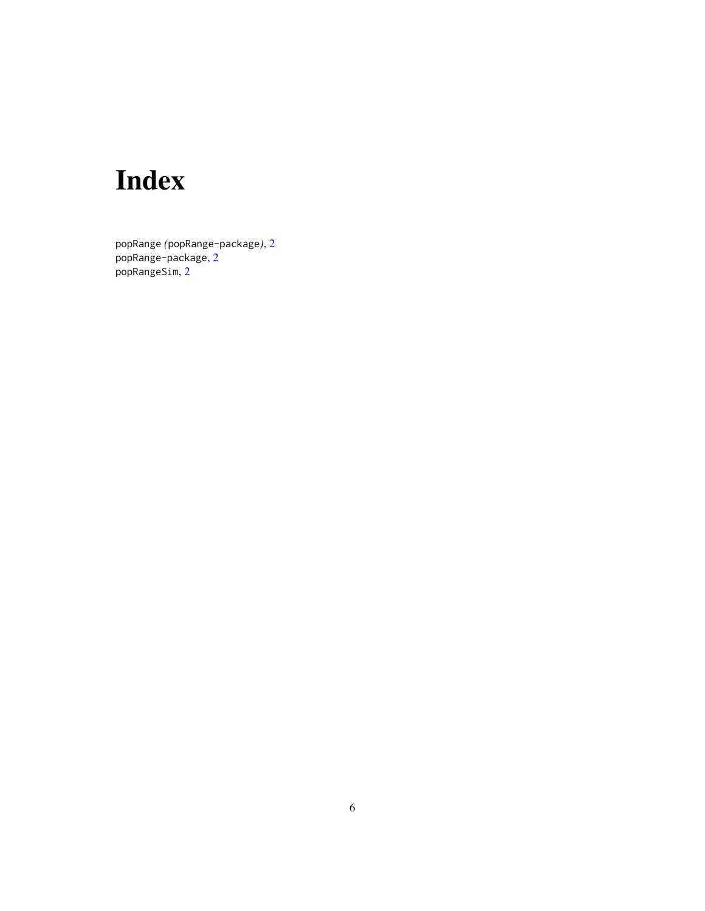# Index

popRange (popRange-package), 2
popRange-package, 2
popRangeSim, 2